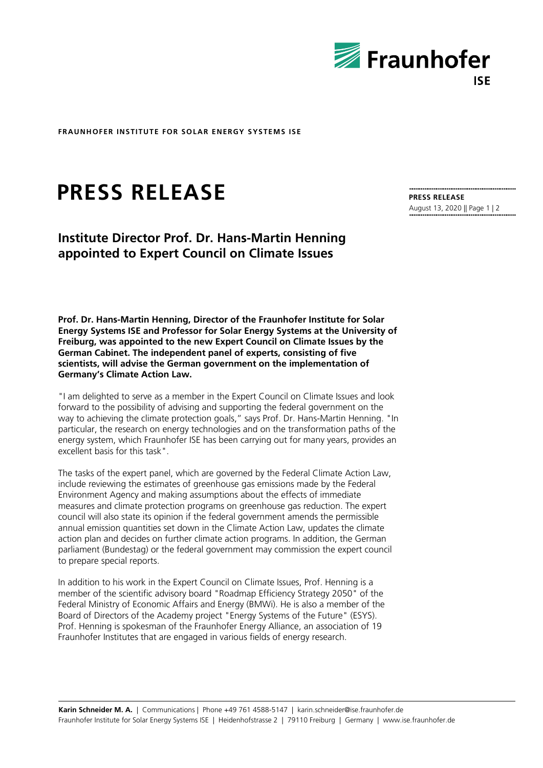**FRAUNHOFER INSTITUTE FOR SOLAR ENERGY SYSTEMS ISE**

# PRESS RELEASE

**PRESS RELEASE**
August 13, 2020

## Institute Director Prof. Dr. Hans-Martin Henning appointed to Expert Council on Climate Issues

**Prof. Dr. Hans-Martin Henning, Director of the Fraunhofer Institute for Solar Energy Systems ISE and Professor for Solar Energy Systems at the University of Freiburg, was appointed to the new Expert Council on Climate Issues by the German Cabinet. The independent panel of experts, consisting of five scientists, will advise the German government on the implementation of Germany's Climate Action Law.**

"I am delighted to serve as a member in the Expert Council on Climate Issues and look forward to the possibility of advising and supporting the federal government on the way to achieving the climate protection goals," says Prof. Dr. Hans-Martin Henning. "In particular, the research on energy technologies and on the transformation paths of the energy system, which Fraunhofer ISE has been carrying out for many years, provides an excellent basis for this task".

The tasks of the expert panel, which are governed by the Federal Climate Action Law, include reviewing the estimates of greenhouse gas emissions made by the Federal Environment Agency and making assumptions about the effects of immediate measures and climate protection programs on greenhouse gas reduction. The expert council will also state its opinion if the federal government amends the permissible annual emission quantities set down in the Climate Action Law, updates the climate action plan and decides on further climate action programs. In addition, the German parliament (Bundestag) or the federal government may commission the expert council to prepare special reports.

In addition to his work in the Expert Council on Climate Issues, Prof. Henning is a member of the scientific advisory board "Roadmap Efficiency Strategy 2050" of the Federal Ministry of Economic Affairs and Energy (BMWi). He is also a member of the Board of Directors of the Academy project "Energy Systems of the Future" (ESYS). Prof. Henning is spokesman of the Fraunhofer Energy Alliance, an association of 19 Fraunhofer Institutes that are engaged in various fields of energy research.

**Karin Schneider M. A.** | Communications | Phone +49 761 4588-5147 | karin.schneider@ise.fraunhofer.de
Fraunhofer Institute for Solar Energy Systems ISE | Heidenhofstrasse 2 | 79110 Freiburg | Germany | www.ise.fraunhofer.de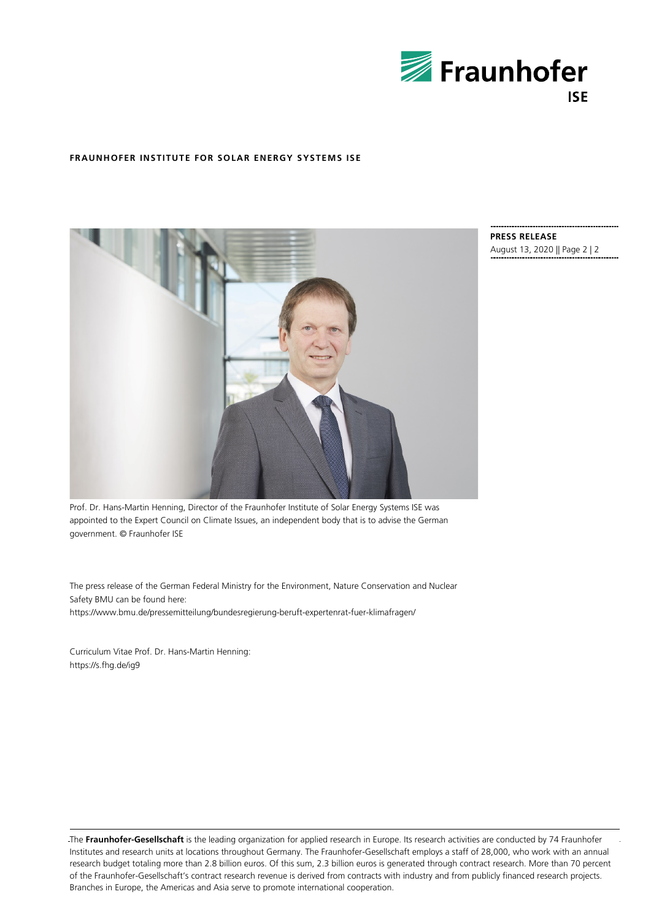Prof. Dr. Hans-Martin Henning, Director of the Fraunhofer Institute of Solar Energy Systems ISE was appointed to the Expert Council on Climate Issues, an independent body that is to advise the German government. © Fraunhofer ISE

The press release of the German Federal Ministry for the Environment, Nature Conservation and Nuclear Safety BMU can be found here:
https://www.bmu.de/pressemitteilung/bundesregierung-beruft-expertenrat-fuer-klimafragen/

Curriculum Vitae Prof. Dr. Hans-Martin Henning:
https://s.fhg.de/ig9

The **Fraunhofer-Gesellschaft** is the leading organization for applied research in Europe. Its research activities are conducted by 74 Fraunhofer Institutes and research units at locations throughout Germany. The Fraunhofer-Gesellschaft employs a staff of 28,000, who work with an annual research budget totaling more than 2.8 billion euros. Of this sum, 2.3 billion euros is generated through contract research. More than 70 percent of the Fraunhofer-Gesellschaft's contract research revenue is derived from contracts with industry and from publicly financed research projects. Branches in Europe, the Americas and Asia serve to promote international cooperation.